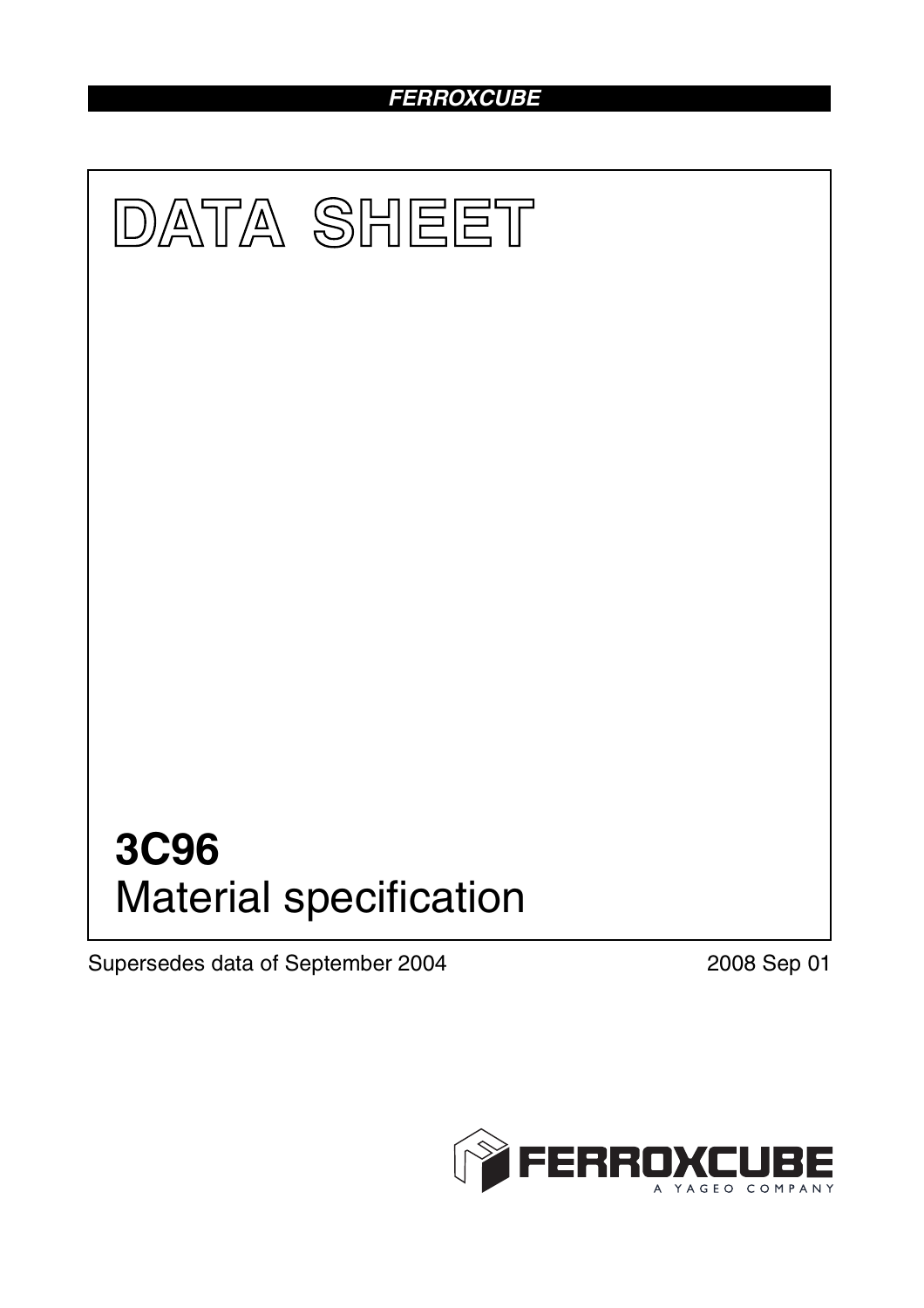# DATA SHEET

## 3C96

Material specification

Supersedes data of September 2004

2008 Sep 01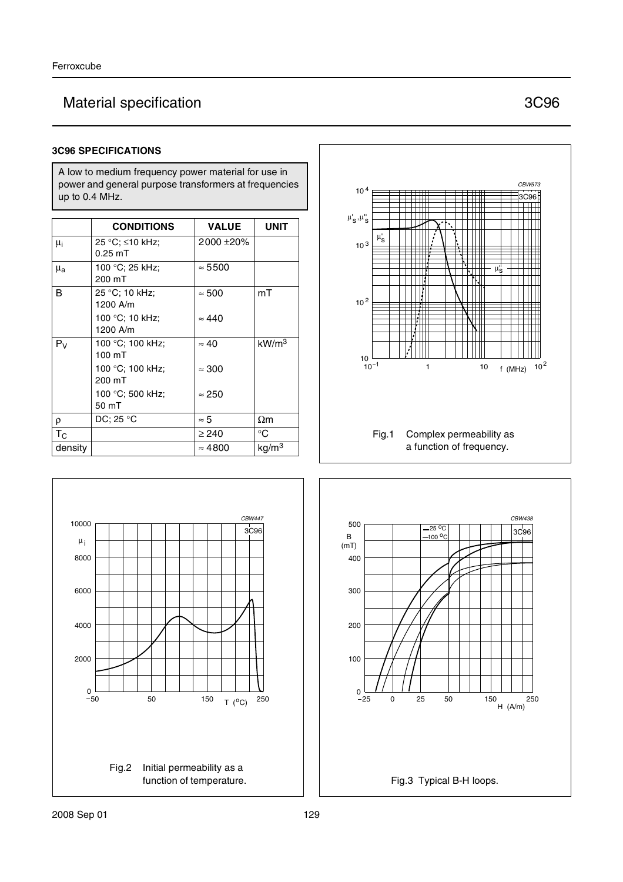# Material specification 3C96

## 3C96 SPECIFICATIONS

A low to medium frequency power material for use in power and general purpose transformers at frequencies up to 0.4 MHz.

| | CONDITIONS | VALUE | UNIT |
|---|---|---|---|
| $\mu_i$ | 25 °C; ≤10 kHz; 0.25 mT | 2000 ±20% | |
| $\mu_a$ | 100 °C; 25 kHz; 200 mT | ≈ 5500 | |
| B | 25 °C; 10 kHz; 1200 A/m | ≈ 500 | mT |
| | 100 °C; 10 kHz; 1200 A/m | ≈ 440 | |
| $P_V$ | 100 °C; 100 kHz; 100 mT | ≈ 40 | kW/m$^3$ |
| | 100 °C; 100 kHz; 200 mT | ≈ 300 | |
| | 100 °C; 500 kHz; 50 mT | ≈ 250 | |
| ρ | DC; 25 °C | ≈ 5 | Ωm |
| $T_C$ | | ≥ 240 | °C |
| density | | ≈ 4800 | kg/m$^3$ |

Fig.1 Complex permeability as a function of frequency.

Fig.2 Initial permeability as a function of temperature.

Fig.3 Typical B-H loops.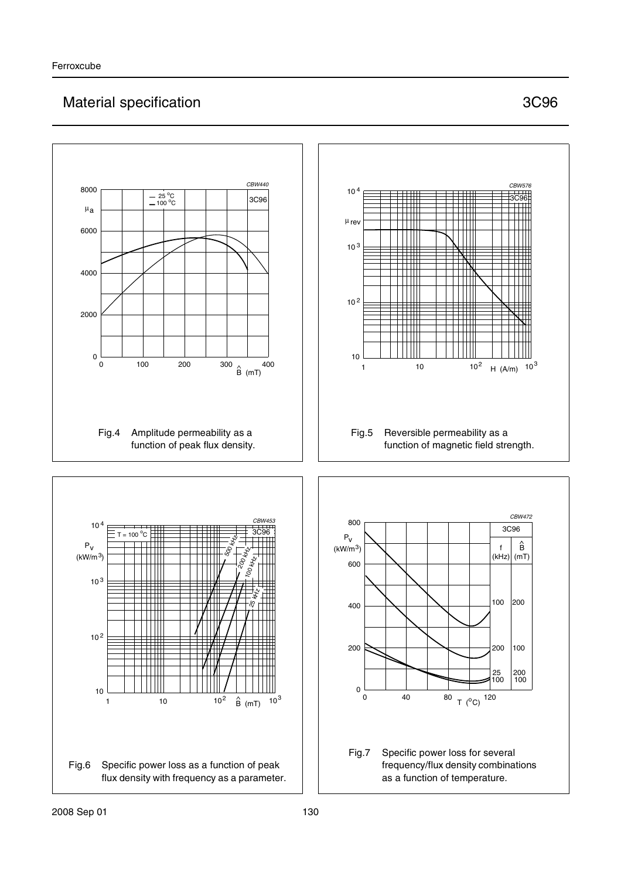# Material specification 3C96

Fig.4 Amplitude permeability as a function of peak flux density.

Fig.5 Reversible permeability as a function of magnetic field strength.

Fig.6 Specific power loss as a function of peak flux density with frequency as a parameter.

Fig.7 Specific power loss for several frequency/flux density combinations as a function of temperature.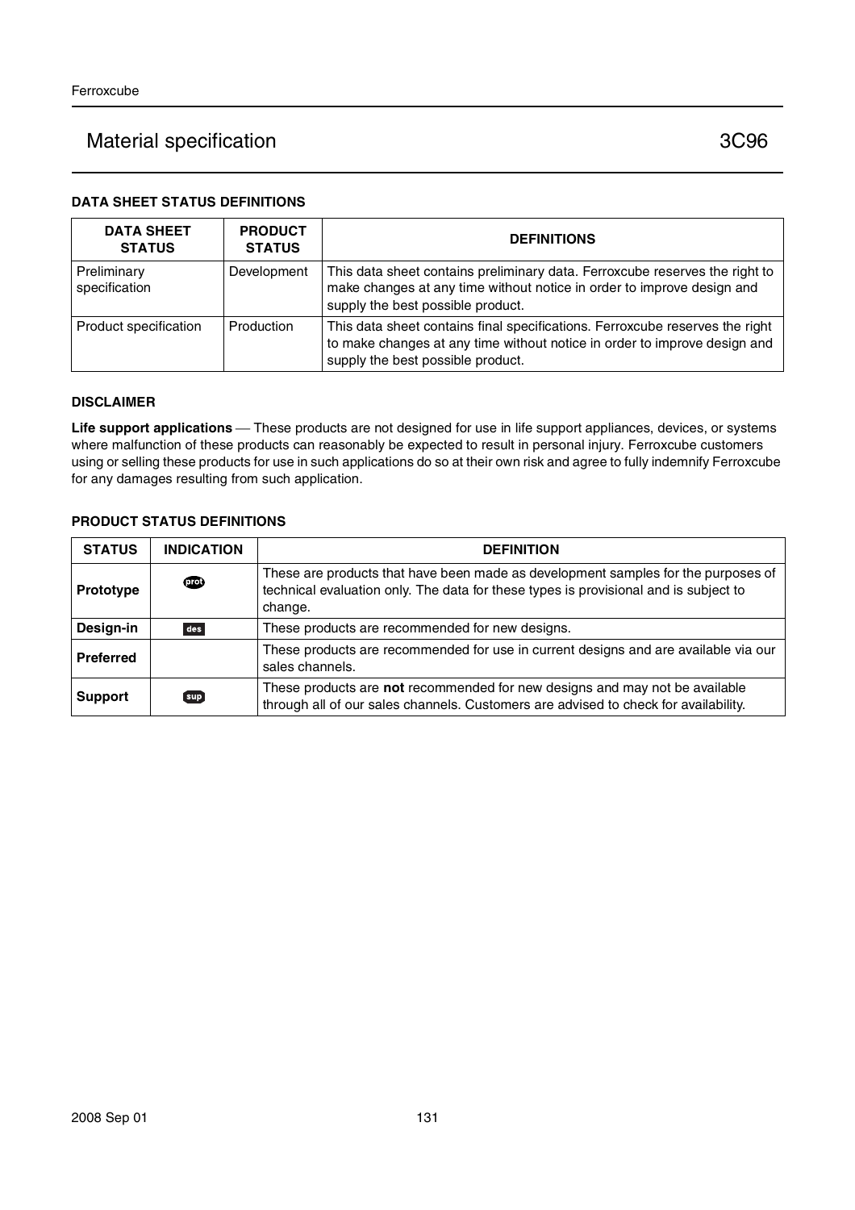# Material specification 3C96

### DATA SHEET STATUS DEFINITIONS

| DATA SHEET STATUS | PRODUCT STATUS | DEFINITIONS |
|---|---|---|
| Preliminary specification | Development | This data sheet contains preliminary data. Ferroxcube reserves the right to make changes at any time without notice in order to improve design and supply the best possible product. |
| Product specification | Production | This data sheet contains final specifications. Ferroxcube reserves the right to make changes at any time without notice in order to improve design and supply the best possible product. |

### DISCLAIMER

**Life support applications** — These products are not designed for use in life support appliances, devices, or systems where malfunction of these products can reasonably be expected to result in personal injury. Ferroxcube customers using or selling these products for use in such applications do so at their own risk and agree to fully indemnify Ferroxcube for any damages resulting from such application.

### PRODUCT STATUS DEFINITIONS

| STATUS | INDICATION | DEFINITION |
|---|---|---|
| **Prototype** | prot | These are products that have been made as development samples for the purposes of technical evaluation only. The data for these types is provisional and is subject to change. |
| **Design-in** | des | These products are recommended for new designs. |
| **Preferred** | | These products are recommended for use in current designs and are available via our sales channels. |
| **Support** | sup | These products are **not** recommended for new designs and may not be available through all of our sales channels. Customers are advised to check for availability. |